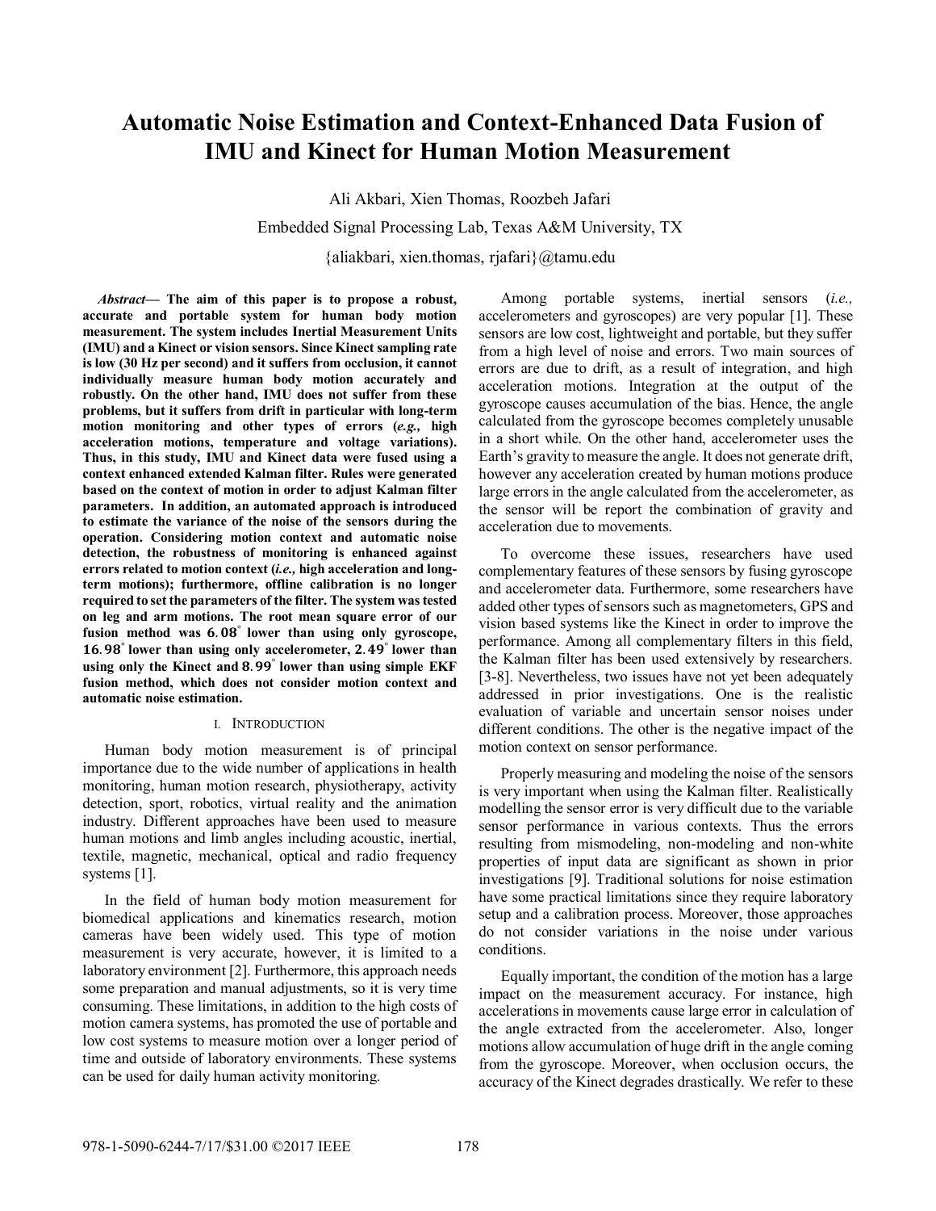# Automatic Noise Estimation and Context-Enhanced Data Fusion of IMU and Kinect for Human Motion Measurement

Ali Akbari, Xien Thomas, Roozbeh Jafari

Embedded Signal Processing Lab, Texas A&M University, TX

{aliakbari, xien.thomas, rjafari}@tamu.edu

***Abstract*— The aim of this paper is to propose a robust, accurate and portable system for human body motion measurement. The system includes Inertial Measurement Units (IMU) and a Kinect or vision sensors. Since Kinect sampling rate is low (30 Hz per second) and it suffers from occlusion, it cannot individually measure human body motion accurately and robustly. On the other hand, IMU does not suffer from these problems, but it suffers from drift in particular with long-term motion monitoring and other types of errors (*e.g.,* high acceleration motions, temperature and voltage variations). Thus, in this study, IMU and Kinect data were fused using a context enhanced extended Kalman filter. Rules were generated based on the context of motion in order to adjust Kalman filter parameters. In addition, an automated approach is introduced to estimate the variance of the noise of the sensors during the operation. Considering motion context and automatic noise detection, the robustness of monitoring is enhanced against errors related to motion context (*i.e.,* high acceleration and long-term motions); furthermore, offline calibration is no longer required to set the parameters of the filter. The system was tested on leg and arm motions. The root mean square error of our fusion method was $6.08^{\circ}$ lower than using only gyroscope, $16.98^{\circ}$ lower than using only accelerometer, $2.49^{\circ}$ lower than using only the Kinect and $8.99^{\circ}$ lower than using simple EKF fusion method, which does not consider motion context and automatic noise estimation.**

## I. Introduction

Human body motion measurement is of principal importance due to the wide number of applications in health monitoring, human motion research, physiotherapy, activity detection, sport, robotics, virtual reality and the animation industry. Different approaches have been used to measure human motions and limb angles including acoustic, inertial, textile, magnetic, mechanical, optical and radio frequency systems [1].

In the field of human body motion measurement for biomedical applications and kinematics research, motion cameras have been widely used. This type of motion measurement is very accurate, however, it is limited to a laboratory environment [2]. Furthermore, this approach needs some preparation and manual adjustments, so it is very time consuming. These limitations, in addition to the high costs of motion camera systems, has promoted the use of portable and low cost systems to measure motion over a longer period of time and outside of laboratory environments. These systems can be used for daily human activity monitoring.

Among portable systems, inertial sensors (*i.e.,* accelerometers and gyroscopes) are very popular [1]. These sensors are low cost, lightweight and portable, but they suffer from a high level of noise and errors. Two main sources of errors are due to drift, as a result of integration, and high acceleration motions. Integration at the output of the gyroscope causes accumulation of the bias. Hence, the angle calculated from the gyroscope becomes completely unusable in a short while. On the other hand, accelerometer uses the Earth's gravity to measure the angle. It does not generate drift, however any acceleration created by human motions produce large errors in the angle calculated from the accelerometer, as the sensor will be report the combination of gravity and acceleration due to movements.

To overcome these issues, researchers have used complementary features of these sensors by fusing gyroscope and accelerometer data. Furthermore, some researchers have added other types of sensors such as magnetometers, GPS and vision based systems like the Kinect in order to improve the performance. Among all complementary filters in this field, the Kalman filter has been used extensively by researchers. [3-8]. Nevertheless, two issues have not yet been adequately addressed in prior investigations. One is the realistic evaluation of variable and uncertain sensor noises under different conditions. The other is the negative impact of the motion context on sensor performance.

Properly measuring and modeling the noise of the sensors is very important when using the Kalman filter. Realistically modelling the sensor error is very difficult due to the variable sensor performance in various contexts. Thus the errors resulting from mismodeling, non-modeling and non-white properties of input data are significant as shown in prior investigations [9]. Traditional solutions for noise estimation have some practical limitations since they require laboratory setup and a calibration process. Moreover, those approaches do not consider variations in the noise under various conditions.

Equally important, the condition of the motion has a large impact on the measurement accuracy. For instance, high accelerations in movements cause large error in calculation of the angle extracted from the accelerometer. Also, longer motions allow accumulation of huge drift in the angle coming from the gyroscope. Moreover, when occlusion occurs, the accuracy of the Kinect degrades drastically. We refer to these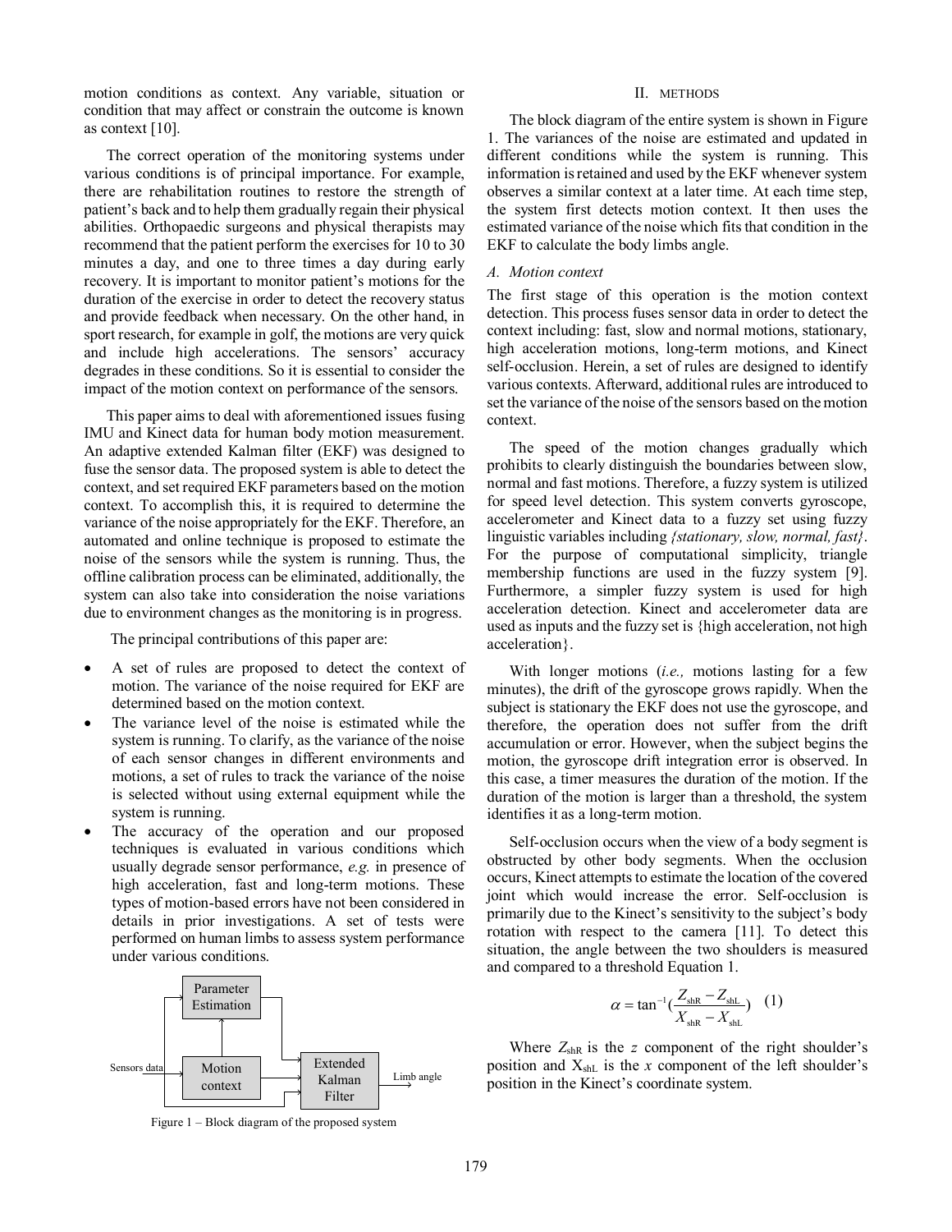motion conditions as context. Any variable, situation or condition that may affect or constrain the outcome is known as context [10].

The correct operation of the monitoring systems under various conditions is of principal importance. For example, there are rehabilitation routines to restore the strength of patient's back and to help them gradually regain their physical abilities. Orthopaedic surgeons and physical therapists may recommend that the patient perform the exercises for 10 to 30 minutes a day, and one to three times a day during early recovery. It is important to monitor patient's motions for the duration of the exercise in order to detect the recovery status and provide feedback when necessary. On the other hand, in sport research, for example in golf, the motions are very quick and include high accelerations. The sensors' accuracy degrades in these conditions. So it is essential to consider the impact of the motion context on performance of the sensors.

This paper aims to deal with aforementioned issues fusing IMU and Kinect data for human body motion measurement. An adaptive extended Kalman filter (EKF) was designed to fuse the sensor data. The proposed system is able to detect the context, and set required EKF parameters based on the motion context. To accomplish this, it is required to determine the variance of the noise appropriately for the EKF. Therefore, an automated and online technique is proposed to estimate the noise of the sensors while the system is running. Thus, the offline calibration process can be eliminated, additionally, the system can also take into consideration the noise variations due to environment changes as the monitoring is in progress.

The principal contributions of this paper are:

- A set of rules are proposed to detect the context of motion. The variance of the noise required for EKF are determined based on the motion context.
- The variance level of the noise is estimated while the system is running. To clarify, as the variance of the noise of each sensor changes in different environments and motions, a set of rules to track the variance of the noise is selected without using external equipment while the system is running.
- The accuracy of the operation and our proposed techniques is evaluated in various conditions which usually degrade sensor performance, *e.g.* in presence of high acceleration, fast and long-term motions. These types of motion-based errors have not been considered in details in prior investigations. A set of tests were performed on human limbs to assess system performance under various conditions.

Figure 1 – Block diagram of the proposed system

## II. METHODS

The block diagram of the entire system is shown in Figure 1. The variances of the noise are estimated and updated in different conditions while the system is running. This information is retained and used by the EKF whenever system observes a similar context at a later time. At each time step, the system first detects motion context. It then uses the estimated variance of the noise which fits that condition in the EKF to calculate the body limbs angle.

### *A. Motion context*

The first stage of this operation is the motion context detection. This process fuses sensor data in order to detect the context including: fast, slow and normal motions, stationary, high acceleration motions, long-term motions, and Kinect self-occlusion. Herein, a set of rules are designed to identify various contexts. Afterward, additional rules are introduced to set the variance of the noise of the sensors based on the motion context.

The speed of the motion changes gradually which prohibits to clearly distinguish the boundaries between slow, normal and fast motions. Therefore, a fuzzy system is utilized for speed level detection. This system converts gyroscope, accelerometer and Kinect data to a fuzzy set using fuzzy linguistic variables including *{stationary, slow, normal, fast}*. For the purpose of computational simplicity, triangle membership functions are used in the fuzzy system [9]. Furthermore, a simpler fuzzy system is used for high acceleration detection. Kinect and accelerometer data are used as inputs and the fuzzy set is {high acceleration, not high acceleration}.

With longer motions (*i.e.,* motions lasting for a few minutes), the drift of the gyroscope grows rapidly. When the subject is stationary the EKF does not use the gyroscope, and therefore, the operation does not suffer from the drift accumulation or error. However, when the subject begins the motion, the gyroscope drift integration error is observed. In this case, a timer measures the duration of the motion. If the duration of the motion is larger than a threshold, the system identifies it as a long-term motion.

Self-occlusion occurs when the view of a body segment is obstructed by other body segments. When the occlusion occurs, Kinect attempts to estimate the location of the covered joint which would increase the error. Self-occlusion is primarily due to the Kinect's sensitivity to the subject's body rotation with respect to the camera [11]. To detect this situation, the angle between the two shoulders is measured and compared to a threshold Equation 1.

$$\alpha = \tan^{-1}\left(\frac{Z_{shR} - Z_{shL}}{X_{shR} - X_{shL}}\right) \quad (1)$$

Where $Z_{shR}$ is the *z* component of the right shoulder's position and $X_{shL}$ is the *x* component of the left shoulder's position in the Kinect's coordinate system.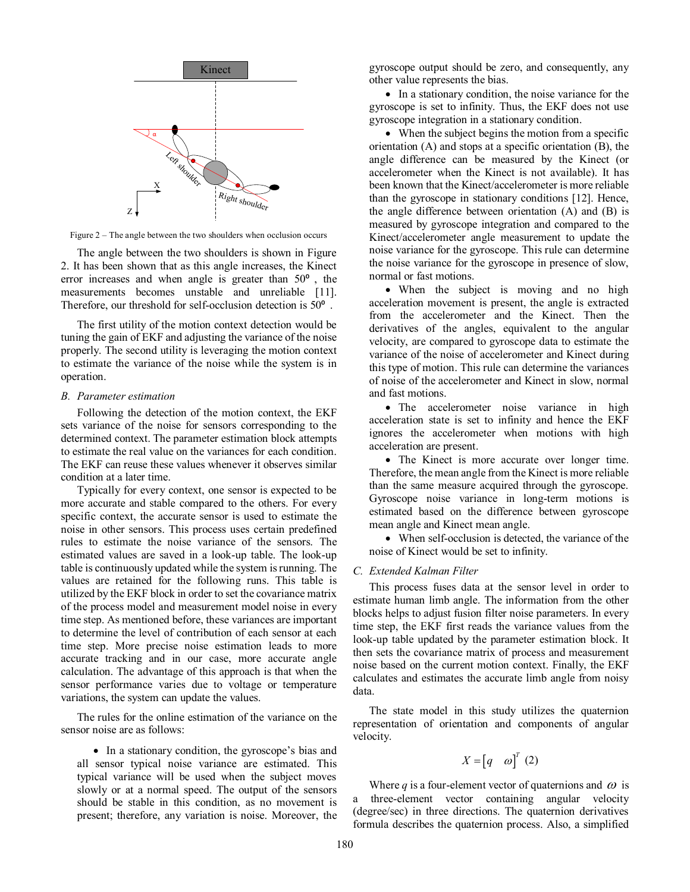Kinect

α

Left shoulder

Right shoulder

X

Z

Figure 2 – The angle between the two shoulders when occlusion occurs

The angle between the two shoulders is shown in Figure 2. It has been shown that as this angle increases, the Kinect error increases and when angle is greater than $50^{\circ}$, the measurements becomes unstable and unreliable [11]. Therefore, our threshold for self-occlusion detection is $50^{\circ}$.

The first utility of the motion context detection would be tuning the gain of EKF and adjusting the variance of the noise properly. The second utility is leveraging the motion context to estimate the variance of the noise while the system is in operation.

### B. Parameter estimation

Following the detection of the motion context, the EKF sets variance of the noise for sensors corresponding to the determined context. The parameter estimation block attempts to estimate the real value on the variances for each condition. The EKF can reuse these values whenever it observes similar condition at a later time.

Typically for every context, one sensor is expected to be more accurate and stable compared to the others. For every specific context, the accurate sensor is used to estimate the noise in other sensors. This process uses certain predefined rules to estimate the noise variance of the sensors. The estimated values are saved in a look-up table. The look-up table is continuously updated while the system is running. The values are retained for the following runs. This table is utilized by the EKF block in order to set the covariance matrix of the process model and measurement model noise in every time step. As mentioned before, these variances are important to determine the level of contribution of each sensor at each time step. More precise noise estimation leads to more accurate tracking and in our case, more accurate angle calculation. The advantage of this approach is that when the sensor performance varies due to voltage or temperature variations, the system can update the values.

The rules for the online estimation of the variance on the sensor noise are as follows:

- In a stationary condition, the gyroscope's bias and all sensor typical noise variance are estimated. This typical variance will be used when the subject moves slowly or at a normal speed. The output of the sensors should be stable in this condition, as no movement is present; therefore, any variation is noise. Moreover, the gyroscope output should be zero, and consequently, any other value represents the bias.
- In a stationary condition, the noise variance for the gyroscope is set to infinity. Thus, the EKF does not use gyroscope integration in a stationary condition.
- When the subject begins the motion from a specific orientation (A) and stops at a specific orientation (B), the angle difference can be measured by the Kinect (or accelerometer when the Kinect is not available). It has been known that the Kinect/accelerometer is more reliable than the gyroscope in stationary conditions [12]. Hence, the angle difference between orientation (A) and (B) is measured by gyroscope integration and compared to the Kinect/accelerometer angle measurement to update the noise variance for the gyroscope. This rule can determine the noise variance for the gyroscope in presence of slow, normal or fast motions.
- When the subject is moving and no high acceleration movement is present, the angle is extracted from the accelerometer and the Kinect. Then the derivatives of the angles, equivalent to the angular velocity, are compared to gyroscope data to estimate the variance of the noise of accelerometer and Kinect during this type of motion. This rule can determine the variances of noise of the accelerometer and Kinect in slow, normal and fast motions.
- The accelerometer noise variance in high acceleration state is set to infinity and hence the EKF ignores the accelerometer when motions with high acceleration are present.
- The Kinect is more accurate over longer time. Therefore, the mean angle from the Kinect is more reliable than the same measure acquired through the gyroscope. Gyroscope noise variance in long-term motions is estimated based on the difference between gyroscope mean angle and Kinect mean angle.
- When self-occlusion is detected, the variance of the noise of Kinect would be set to infinity.

### C. Extended Kalman Filter

This process fuses data at the sensor level in order to estimate human limb angle. The information from the other blocks helps to adjust fusion filter noise parameters. In every time step, the EKF first reads the variance values from the look-up table updated by the parameter estimation block. It then sets the covariance matrix of process and measurement noise based on the current motion context. Finally, the EKF calculates and estimates the accurate limb angle from noisy data.

The state model in this study utilizes the quaternion representation of orientation and components of angular velocity.

$$X = \begin{bmatrix} q & \omega \end{bmatrix}^{T} \quad (2)$$

Where $q$ is a four-element vector of quaternions and $\omega$ is a three-element vector containing angular velocity (degree/sec) in three directions. The quaternion derivatives formula describes the quaternion process. Also, a simplified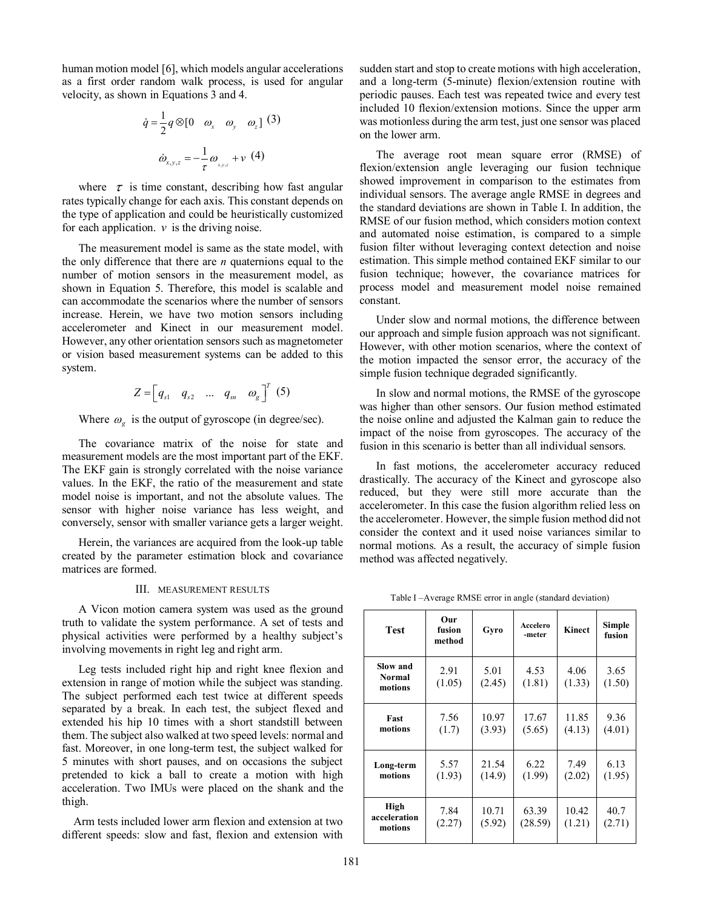human motion model [6], which models angular accelerations as a first order random walk process, is used for angular velocity, as shown in Equations 3 and 4.

$$\dot{q} = \frac{1}{2} q \otimes [0 \quad \omega_x \quad \omega_y \quad \omega_z] \quad (3)$$

$$\dot{\omega}_{x,y,z} = -\frac{1}{\tau} \omega_{x,y,z} + v \quad (4)$$

where $\tau$ is time constant, describing how fast angular rates typically change for each axis. This constant depends on the type of application and could be heuristically customized for each application. $v$ is the driving noise.

The measurement model is same as the state model, with the only difference that there are $n$ quaternions equal to the number of motion sensors in the measurement model, as shown in Equation 5. Therefore, this model is scalable and can accommodate the scenarios where the number of sensors increase. Herein, we have two motion sensors including accelerometer and Kinect in our measurement model. However, any other orientation sensors such as magnetometer or vision based measurement systems can be added to this system.

$$Z = \begin{bmatrix} q_{s1} & q_{s2} & \dots & q_{sn} & \omega_g \end{bmatrix}^T \quad (5)$$

Where $\omega_g$ is the output of gyroscope (in degree/sec).

The covariance matrix of the noise for state and measurement models are the most important part of the EKF. The EKF gain is strongly correlated with the noise variance values. In the EKF, the ratio of the measurement and state model noise is important, and not the absolute values. The sensor with higher noise variance has less weight, and conversely, sensor with smaller variance gets a larger weight.

Herein, the variances are acquired from the look-up table created by the parameter estimation block and covariance matrices are formed.

## III. Measurement Results

A Vicon motion camera system was used as the ground truth to validate the system performance. A set of tests and physical activities were performed by a healthy subject's involving movements in right leg and right arm.

Leg tests included right hip and right knee flexion and extension in range of motion while the subject was standing. The subject performed each test twice at different speeds separated by a break. In each test, the subject flexed and extended his hip 10 times with a short standstill between them. The subject also walked at two speed levels: normal and fast. Moreover, in one long-term test, the subject walked for 5 minutes with short pauses, and on occasions the subject pretended to kick a ball to create a motion with high acceleration. Two IMUs were placed on the shank and the thigh.

Arm tests included lower arm flexion and extension at two different speeds: slow and fast, flexion and extension with sudden start and stop to create motions with high acceleration, and a long-term (5-minute) flexion/extension routine with periodic pauses. Each test was repeated twice and every test included 10 flexion/extension motions. Since the upper arm was motionless during the arm test, just one sensor was placed on the lower arm.

The average root mean square error (RMSE) of flexion/extension angle leveraging our fusion technique showed improvement in comparison to the estimates from individual sensors. The average angle RMSE in degrees and the standard deviations are shown in Table I. In addition, the RMSE of our fusion method, which considers motion context and automated noise estimation, is compared to a simple fusion filter without leveraging context detection and noise estimation. This simple method contained EKF similar to our fusion technique; however, the covariance matrices for process model and measurement model noise remained constant.

Under slow and normal motions, the difference between our approach and simple fusion approach was not significant. However, with other motion scenarios, where the context of the motion impacted the sensor error, the accuracy of the simple fusion technique degraded significantly.

In slow and normal motions, the RMSE of the gyroscope was higher than other sensors. Our fusion method estimated the noise online and adjusted the Kalman gain to reduce the impact of the noise from gyroscopes. The accuracy of the fusion in this scenario is better than all individual sensors.

In fast motions, the accelerometer accuracy reduced drastically. The accuracy of the Kinect and gyroscope also reduced, but they were still more accurate than the accelerometer. In this case the fusion algorithm relied less on the accelerometer. However, the simple fusion method did not consider the context and it used noise variances similar to normal motions. As a result, the accuracy of simple fusion method was affected negatively.

Table I –Average RMSE error in angle (standard deviation)

| Test | Our fusion method | Gyro | Accelero-meter | Kinect | Simple fusion |
|---|---|---|---|---|---|
| Slow and Normal motions | 2.91 (1.05) | 5.01 (2.45) | 4.53 (1.81) | 4.06 (1.33) | 3.65 (1.50) |
| Fast motions | 7.56 (1.7) | 10.97 (3.93) | 17.67 (5.65) | 11.85 (4.13) | 9.36 (4.01) |
| Long-term motions | 5.57 (1.93) | 21.54 (14.9) | 6.22 (1.99) | 7.49 (2.02) | 6.13 (1.95) |
| High acceleration motions | 7.84 (2.27) | 10.71 (5.92) | 63.39 (28.59) | 10.42 (1.21) | 40.7 (2.71) |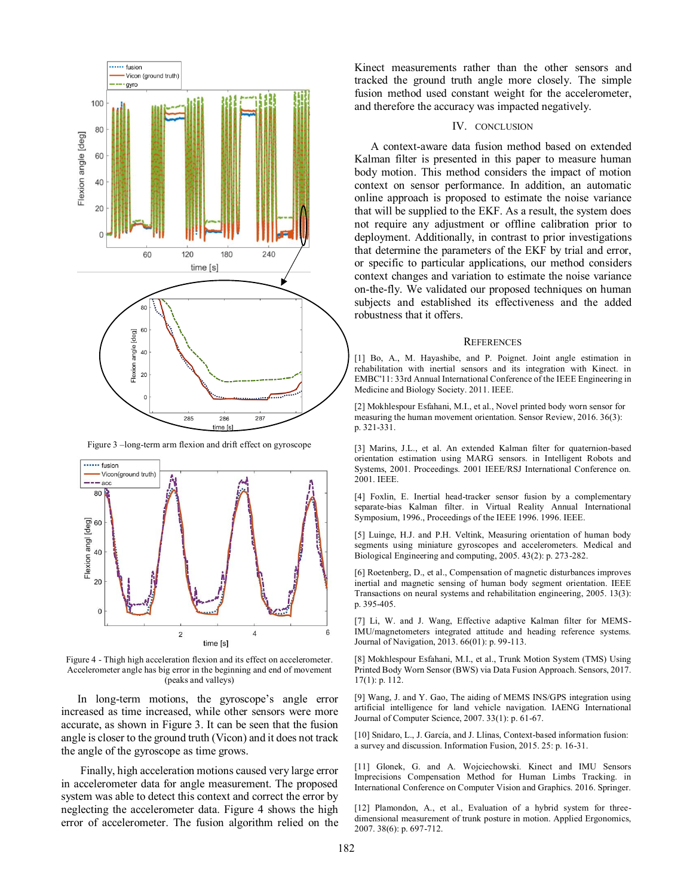fusion
Vicon (ground truth)
gyro

Flexion angle [deg]

100
80
60
40
20
0

60 120 180 240

time [s]

80
60
40
20
0

Flexion angle [deg]

285 286 287

time [s]

Figure 3 –long-term arm flexion and drift effect on gyroscope

fusion
Vicon(ground truth)
acc

Flexion angl [deg]

80
60
40
20
0

2 4 6

time [s]

Figure 4 - Thigh high acceleration flexion and its effect on accelerometer. Accelerometer angle has big error in the beginning and end of movement (peaks and valleys)

In long-term motions, the gyroscope's angle error increased as time increased, while other sensors were more accurate, as shown in Figure 3. It can be seen that the fusion angle is closer to the ground truth (Vicon) and it does not track the angle of the gyroscope as time grows.

Finally, high acceleration motions caused very large error in accelerometer data for angle measurement. The proposed system was able to detect this context and correct the error by neglecting the accelerometer data. Figure 4 shows the high error of accelerometer. The fusion algorithm relied on the Kinect measurements rather than the other sensors and tracked the ground truth angle more closely. The simple fusion method used constant weight for the accelerometer, and therefore the accuracy was impacted negatively.

## IV. Conclusion

A context-aware data fusion method based on extended Kalman filter is presented in this paper to measure human body motion. This method considers the impact of motion context on sensor performance. In addition, an automatic online approach is proposed to estimate the noise variance that will be supplied to the EKF. As a result, the system does not require any adjustment or offline calibration prior to deployment. Additionally, in contrast to prior investigations that determine the parameters of the EKF by trial and error, or specific to particular applications, our method considers context changes and variation to estimate the noise variance on-the-fly. We validated our proposed techniques on human subjects and established its effectiveness and the added robustness that it offers.

## References

[1] Bo, A., M. Hayashibe, and P. Poignet. Joint angle estimation in rehabilitation with inertial sensors and its integration with Kinect. in EMBC'11: 33rd Annual International Conference of the IEEE Engineering in Medicine and Biology Society. 2011. IEEE.

[2] Mokhlespour Esfahani, M.I., et al., Novel printed body worn sensor for measuring the human movement orientation. Sensor Review, 2016. 36(3): p. 321-331.

[3] Marins, J.L., et al. An extended Kalman filter for quaternion-based orientation estimation using MARG sensors. in Intelligent Robots and Systems, 2001. Proceedings. 2001 IEEE/RSJ International Conference on. 2001. IEEE.

[4] Foxlin, E. Inertial head-tracker sensor fusion by a complementary separate-bias Kalman filter. in Virtual Reality Annual International Symposium, 1996., Proceedings of the IEEE 1996. 1996. IEEE.

[5] Luinge, H.J. and P.H. Veltink, Measuring orientation of human body segments using miniature gyroscopes and accelerometers. Medical and Biological Engineering and computing, 2005. 43(2): p. 273-282.

[6] Roetenberg, D., et al., Compensation of magnetic disturbances improves inertial and magnetic sensing of human body segment orientation. IEEE Transactions on neural systems and rehabilitation engineering, 2005. 13(3): p. 395-405.

[7] Li, W. and J. Wang, Effective adaptive Kalman filter for MEMS-IMU/magnetometers integrated attitude and heading reference systems. Journal of Navigation, 2013. 66(01): p. 99-113.

[8] Mokhlespour Esfahani, M.I., et al., Trunk Motion System (TMS) Using Printed Body Worn Sensor (BWS) via Data Fusion Approach. Sensors, 2017. 17(1): p. 112.

[9] Wang, J. and Y. Gao, The aiding of MEMS INS/GPS integration using artificial intelligence for land vehicle navigation. IAENG International Journal of Computer Science, 2007. 33(1): p. 61-67.

[10] Snidaro, L., J. García, and J. Llinas, Context-based information fusion: a survey and discussion. Information Fusion, 2015. 25: p. 16-31.

[11] Glonek, G. and A. Wojciechowski. Kinect and IMU Sensors Imprecisions Compensation Method for Human Limbs Tracking. in International Conference on Computer Vision and Graphics. 2016. Springer.

[12] Plamondon, A., et al., Evaluation of a hybrid system for three-dimensional measurement of trunk posture in motion. Applied Ergonomics, 2007. 38(6): p. 697-712.